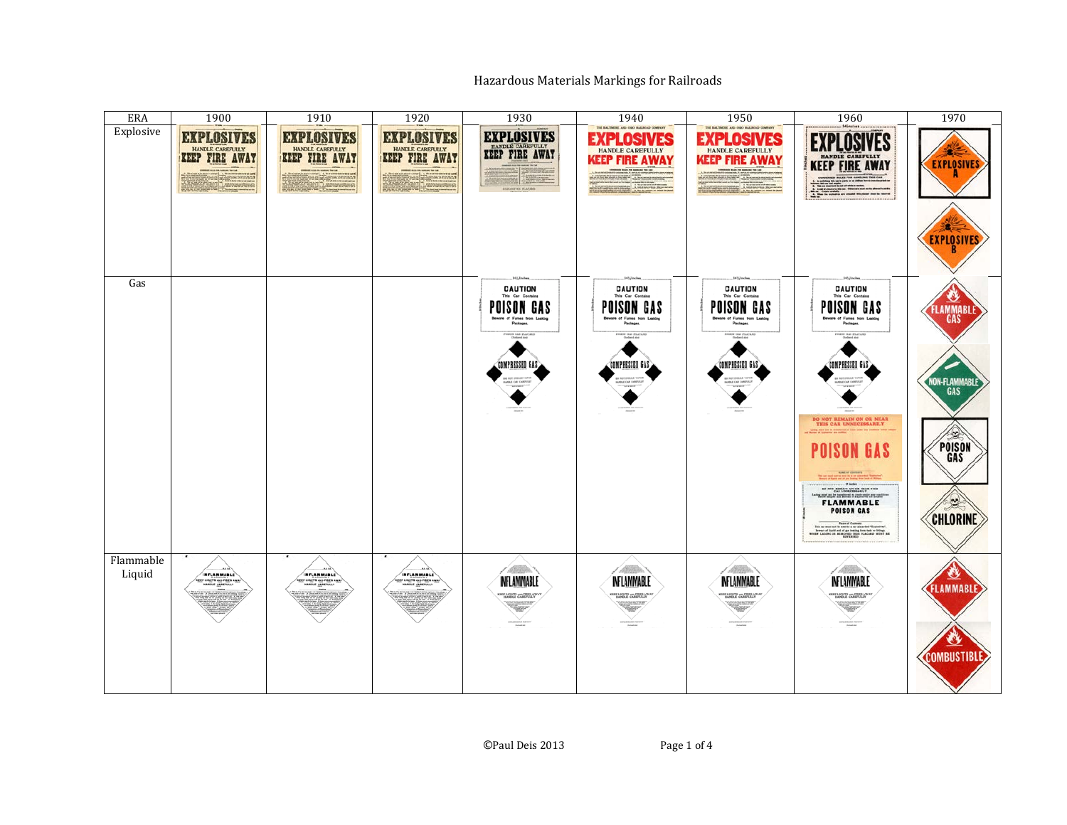# Hazardous Materials Markings for Railroads

| ERA | 1900 | 1910 | 1920 | 1930 | 1940 | 1950 | 1960 | 1970 |
|---|---|---|---|---|---|---|---|---|
| Explosive | | | | | | | | |
| Gas | | | | | | | | |
| Flammable Liquid | | | | | | | | |

©Paul Deis 2013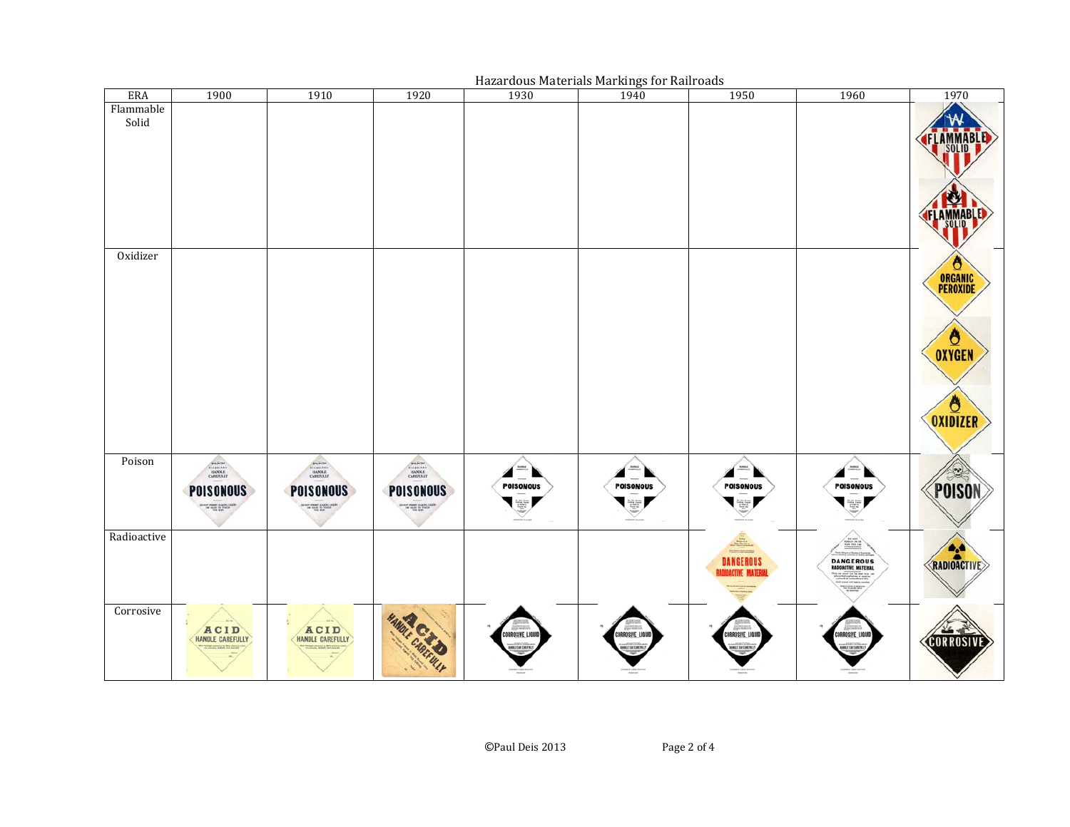Hazardous Materials Markings for Railroads

| ERA | 1900 | 1910 | 1920 | 1930 | 1940 | 1950 | 1960 | 1970 |
|---|---|---|---|---|---|---|---|---|
| Flammable Solid | | | | | | | | FLAMMABLE SOLID / FLAMMABLE SOLID |
| Oxidizer | | | | | | | | ORGANIC PEROXIDE / OXYGEN / OXIDIZER |
| Poison | POISONOUS | POISONOUS | POISONOUS | POISONOUS | POISONOUS | POISONOUS | POISONOUS | POISON |
| Radioactive | | | | | | DANGEROUS RADIOACTIVE MATERIAL | DANGEROUS RADIOACTIVE MATERIAL | RADIOACTIVE |
| Corrosive | ACID HANDLE CAREFULLY | ACID HANDLE CAREFULLY | ACID HANDLE CAREFULLY | CORROSIVE LIQUID | CORROSIVE LIQUID | CORROSIVE LIQUID | CORROSIVE LIQUID | CORROSIVE |

©Paul Deis 2013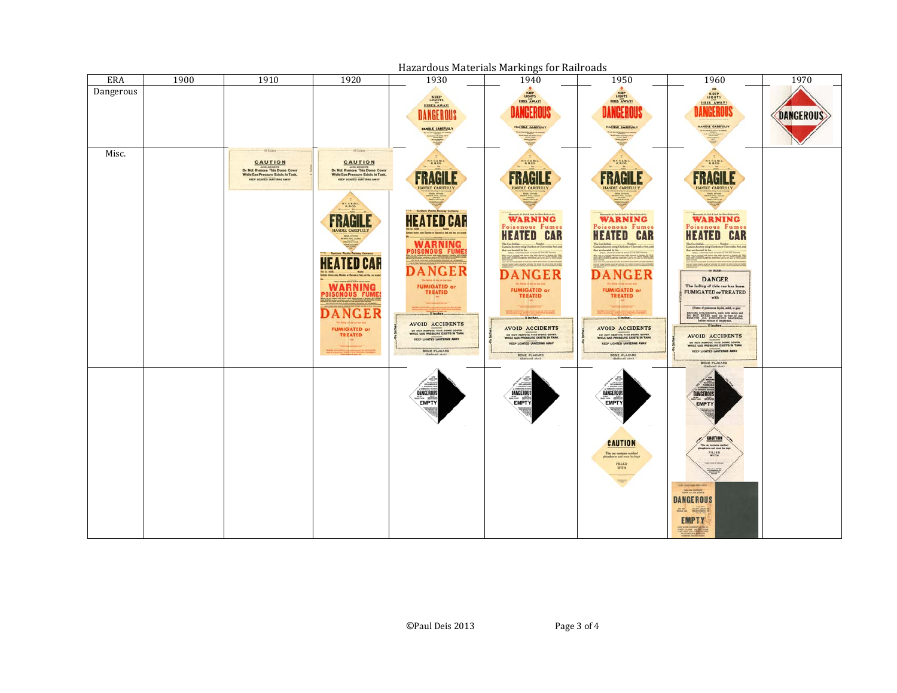# Hazardous Materials Markings for Railroads

| ERA | 1900 | 1910 | 1920 | 1930 | 1940 | 1950 | 1960 | 1970 |
|---|---|---|---|---|---|---|---|---|
| Dangerous | | | | | | | | |
| Misc. | | | | | | | | |
| | | | | | | | | |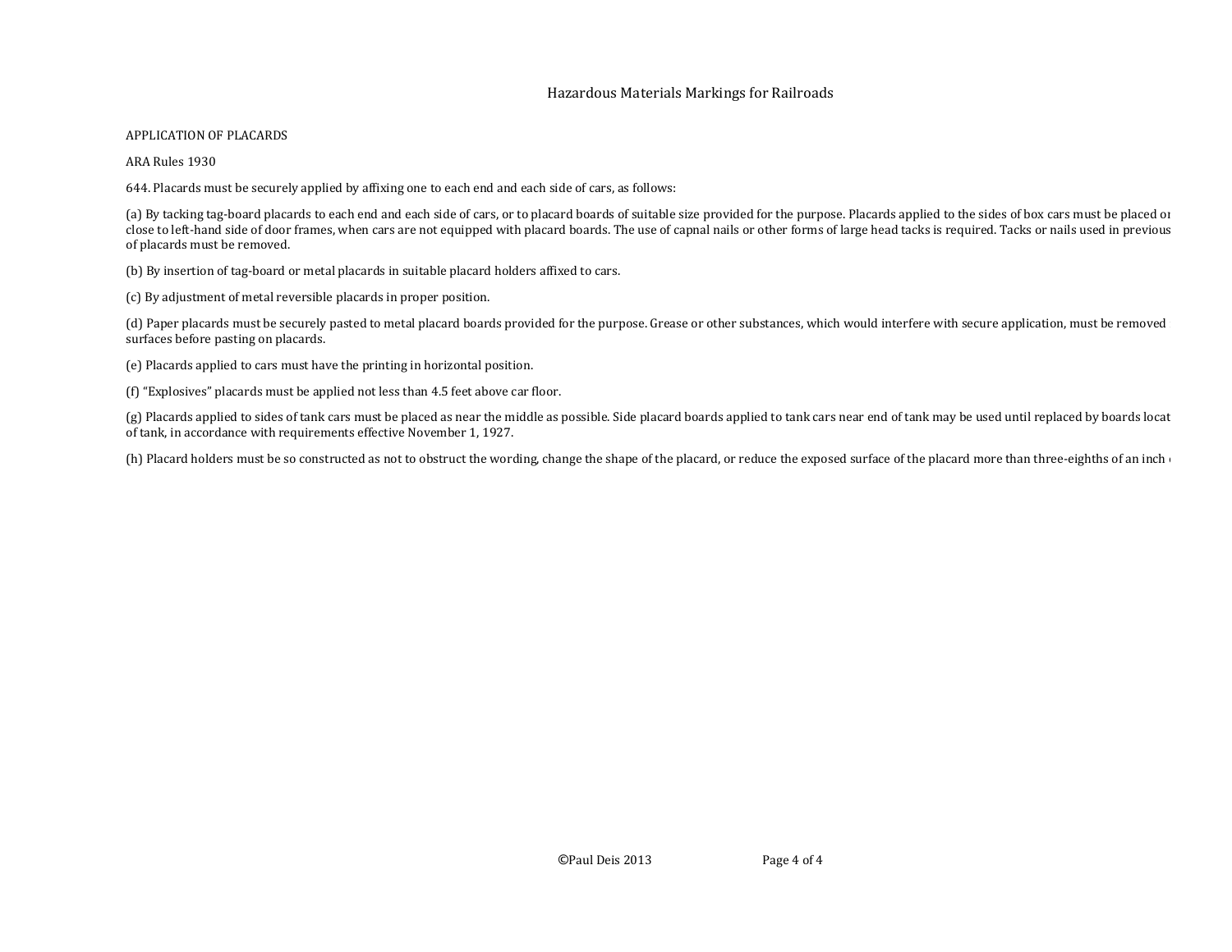Hazardous Materials Markings for Railroads

APPLICATION OF PLACARDS

ARA Rules 1930

644. Placards must be securely applied by affixing one to each end and each side of cars, as follows:

(a) By tacking tag-board placards to each end and each side of cars, or to placard boards of suitable size provided for the purpose. Placards applied to the sides of box cars must be placed or close to left-hand side of door frames, when cars are not equipped with placard boards. The use of capnal nails or other forms of large head tacks is required. Tacks or nails used in previous of placards must be removed.

(b) By insertion of tag-board or metal placards in suitable placard holders affixed to cars.

(c) By adjustment of metal reversible placards in proper position.

(d) Paper placards must be securely pasted to metal placard boards provided for the purpose. Grease or other substances, which would interfere with secure application, must be removed surfaces before pasting on placards.

(e) Placards applied to cars must have the printing in horizontal position.

(f) "Explosives" placards must be applied not less than 4.5 feet above car floor.

(g) Placards applied to sides of tank cars must be placed as near the middle as possible. Side placard boards applied to tank cars near end of tank may be used until replaced by boards locat of tank, in accordance with requirements effective November 1, 1927.

(h) Placard holders must be so constructed as not to obstruct the wording, change the shape of the placard, or reduce the exposed surface of the placard more than three-eighths of an inch